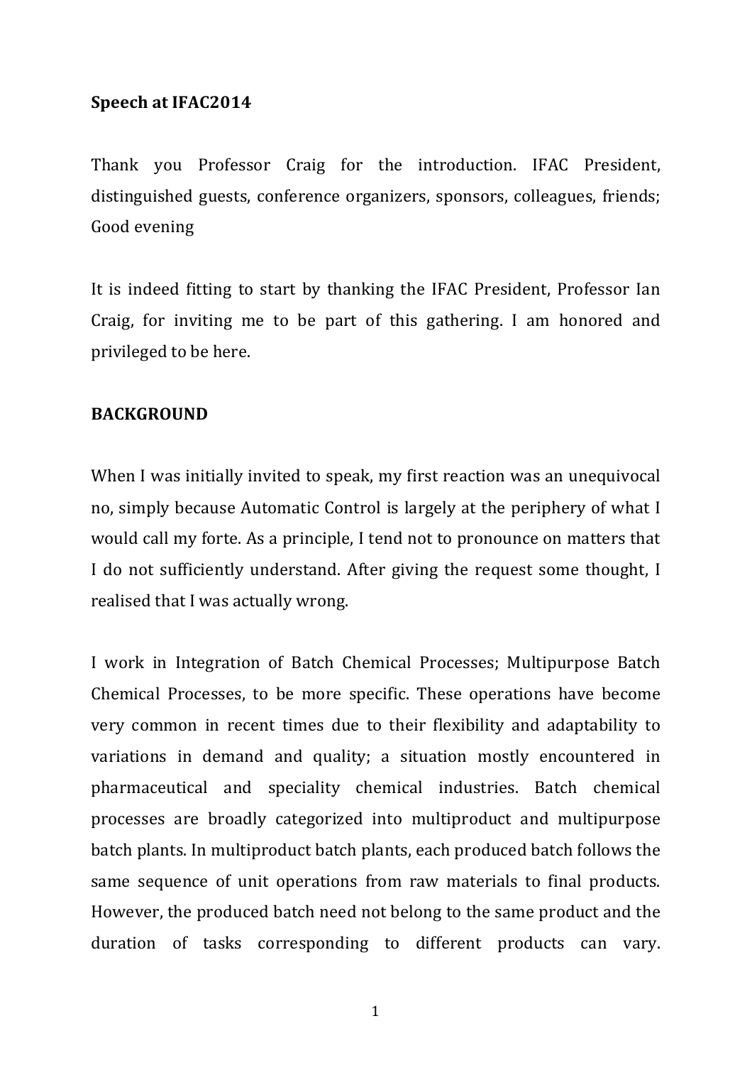**Speech at IFAC2014**

Thank you Professor Craig for the introduction. IFAC President, distinguished guests, conference organizers, sponsors, colleagues, friends; Good evening

It is indeed fitting to start by thanking the IFAC President, Professor Ian Craig, for inviting me to be part of this gathering. I am honored and privileged to be here.

**BACKGROUND**

When I was initially invited to speak, my first reaction was an unequivocal no, simply because Automatic Control is largely at the periphery of what I would call my forte. As a principle, I tend not to pronounce on matters that I do not sufficiently understand. After giving the request some thought, I realised that I was actually wrong.

I work in Integration of Batch Chemical Processes; Multipurpose Batch Chemical Processes, to be more specific. These operations have become very common in recent times due to their flexibility and adaptability to variations in demand and quality; a situation mostly encountered in pharmaceutical and speciality chemical industries. Batch chemical processes are broadly categorized into multiproduct and multipurpose batch plants. In multiproduct batch plants, each produced batch follows the same sequence of unit operations from raw materials to final products. However, the produced batch need not belong to the same product and the duration of tasks corresponding to different products can vary.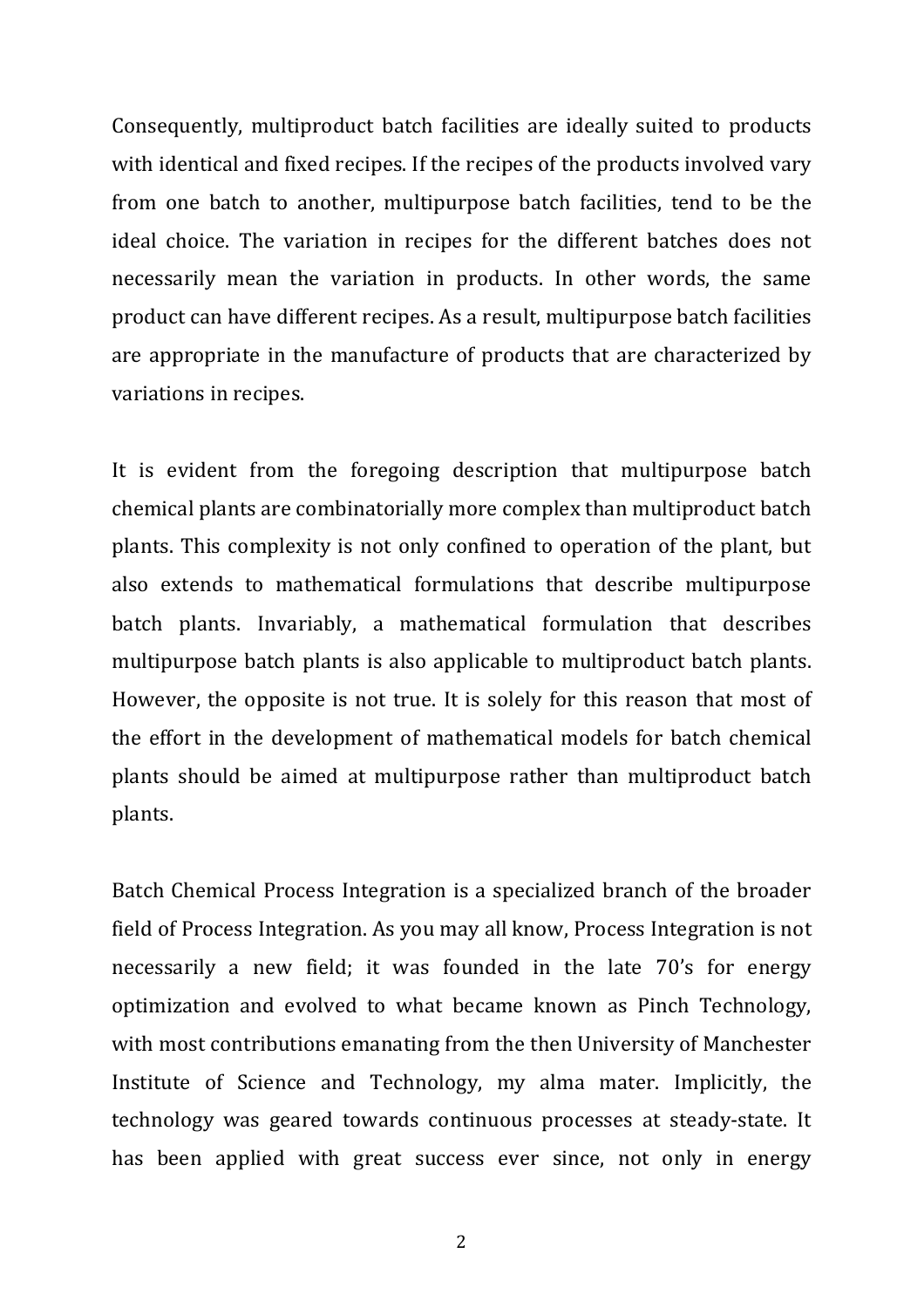Consequently, multiproduct batch facilities are ideally suited to products with identical and fixed recipes. If the recipes of the products involved vary from one batch to another, multipurpose batch facilities, tend to be the ideal choice. The variation in recipes for the different batches does not necessarily mean the variation in products. In other words, the same product can have different recipes. As a result, multipurpose batch facilities are appropriate in the manufacture of products that are characterized by variations in recipes.

It is evident from the foregoing description that multipurpose batch chemical plants are combinatorially more complex than multiproduct batch plants. This complexity is not only confined to operation of the plant, but also extends to mathematical formulations that describe multipurpose batch plants. Invariably, a mathematical formulation that describes multipurpose batch plants is also applicable to multiproduct batch plants. However, the opposite is not true. It is solely for this reason that most of the effort in the development of mathematical models for batch chemical plants should be aimed at multipurpose rather than multiproduct batch plants.

Batch Chemical Process Integration is a specialized branch of the broader field of Process Integration. As you may all know, Process Integration is not necessarily a new field; it was founded in the late 70's for energy optimization and evolved to what became known as Pinch Technology, with most contributions emanating from the then University of Manchester Institute of Science and Technology, my alma mater. Implicitly, the technology was geared towards continuous processes at steady-state. It has been applied with great success ever since, not only in energy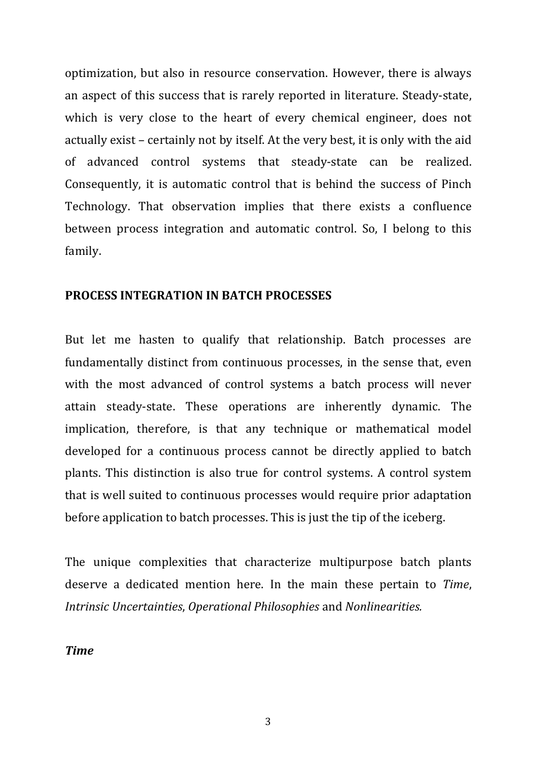optimization, but also in resource conservation. However, there is always an aspect of this success that is rarely reported in literature. Steady-state, which is very close to the heart of every chemical engineer, does not actually exist – certainly not by itself. At the very best, it is only with the aid of advanced control systems that steady-state can be realized. Consequently, it is automatic control that is behind the success of Pinch Technology. That observation implies that there exists a confluence between process integration and automatic control. So, I belong to this family.

## PROCESS INTEGRATION IN BATCH PROCESSES

But let me hasten to qualify that relationship. Batch processes are fundamentally distinct from continuous processes, in the sense that, even with the most advanced of control systems a batch process will never attain steady-state. These operations are inherently dynamic. The implication, therefore, is that any technique or mathematical model developed for a continuous process cannot be directly applied to batch plants. This distinction is also true for control systems. A control system that is well suited to continuous processes would require prior adaptation before application to batch processes. This is just the tip of the iceberg.

The unique complexities that characterize multipurpose batch plants deserve a dedicated mention here. In the main these pertain to *Time*, *Intrinsic Uncertainties*, *Operational Philosophies* and *Nonlinearities.*

### *Time*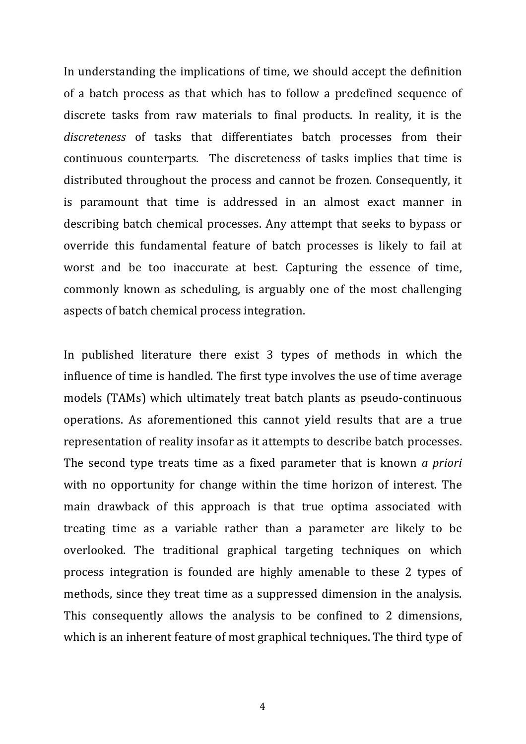In understanding the implications of time, we should accept the definition of a batch process as that which has to follow a predefined sequence of discrete tasks from raw materials to final products. In reality, it is the *discreteness* of tasks that differentiates batch processes from their continuous counterparts. The discreteness of tasks implies that time is distributed throughout the process and cannot be frozen. Consequently, it is paramount that time is addressed in an almost exact manner in describing batch chemical processes. Any attempt that seeks to bypass or override this fundamental feature of batch processes is likely to fail at worst and be too inaccurate at best. Capturing the essence of time, commonly known as scheduling, is arguably one of the most challenging aspects of batch chemical process integration.

In published literature there exist 3 types of methods in which the influence of time is handled. The first type involves the use of time average models (TAMs) which ultimately treat batch plants as pseudo-continuous operations. As aforementioned this cannot yield results that are a true representation of reality insofar as it attempts to describe batch processes. The second type treats time as a fixed parameter that is known *a priori* with no opportunity for change within the time horizon of interest. The main drawback of this approach is that true optima associated with treating time as a variable rather than a parameter are likely to be overlooked. The traditional graphical targeting techniques on which process integration is founded are highly amenable to these 2 types of methods, since they treat time as a suppressed dimension in the analysis. This consequently allows the analysis to be confined to 2 dimensions, which is an inherent feature of most graphical techniques. The third type of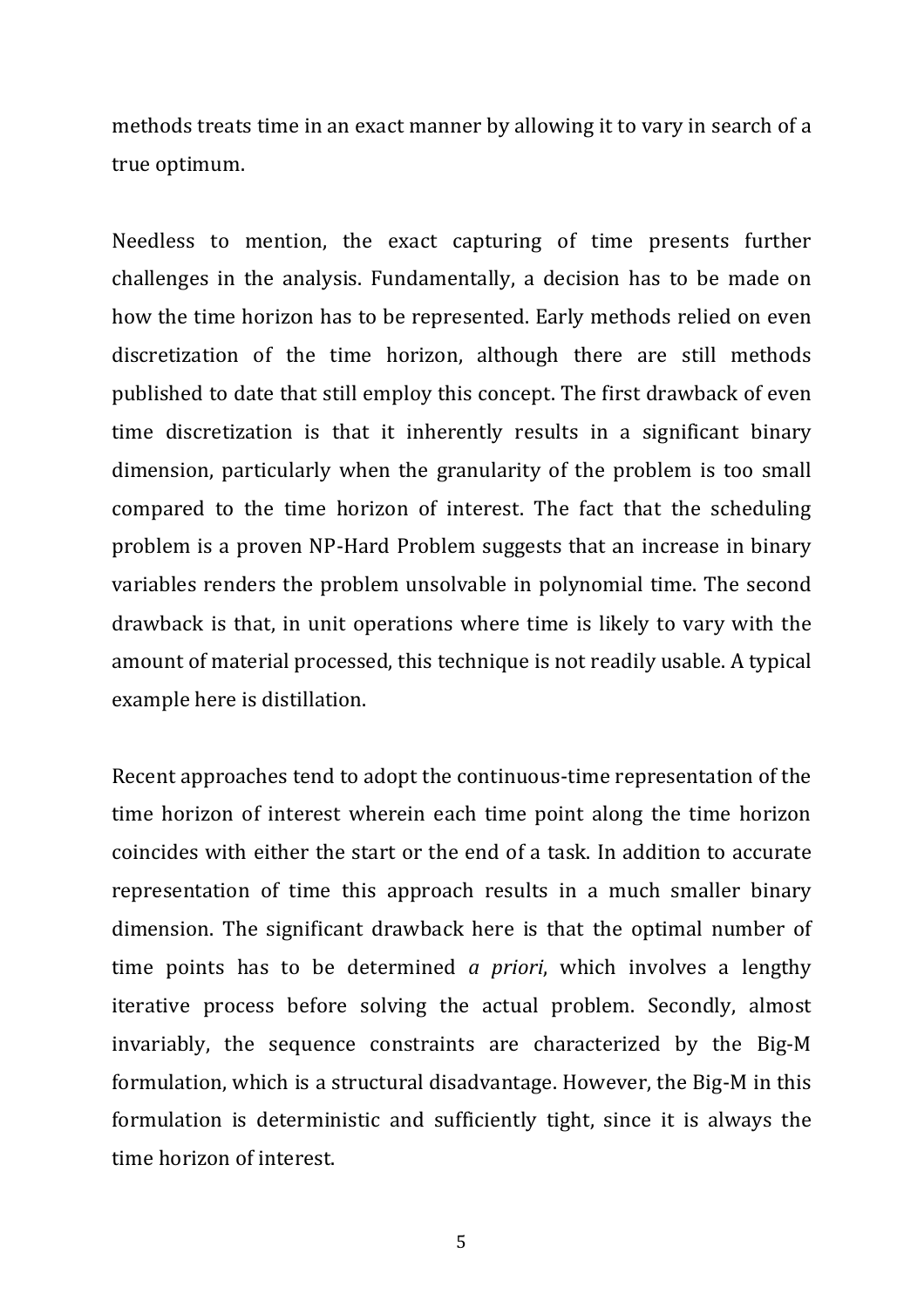methods treats time in an exact manner by allowing it to vary in search of a true optimum.

Needless to mention, the exact capturing of time presents further challenges in the analysis. Fundamentally, a decision has to be made on how the time horizon has to be represented. Early methods relied on even discretization of the time horizon, although there are still methods published to date that still employ this concept. The first drawback of even time discretization is that it inherently results in a significant binary dimension, particularly when the granularity of the problem is too small compared to the time horizon of interest. The fact that the scheduling problem is a proven NP-Hard Problem suggests that an increase in binary variables renders the problem unsolvable in polynomial time. The second drawback is that, in unit operations where time is likely to vary with the amount of material processed, this technique is not readily usable. A typical example here is distillation.

Recent approaches tend to adopt the continuous-time representation of the time horizon of interest wherein each time point along the time horizon coincides with either the start or the end of a task. In addition to accurate representation of time this approach results in a much smaller binary dimension. The significant drawback here is that the optimal number of time points has to be determined *a priori*, which involves a lengthy iterative process before solving the actual problem. Secondly, almost invariably, the sequence constraints are characterized by the Big-M formulation, which is a structural disadvantage. However, the Big-M in this formulation is deterministic and sufficiently tight, since it is always the time horizon of interest.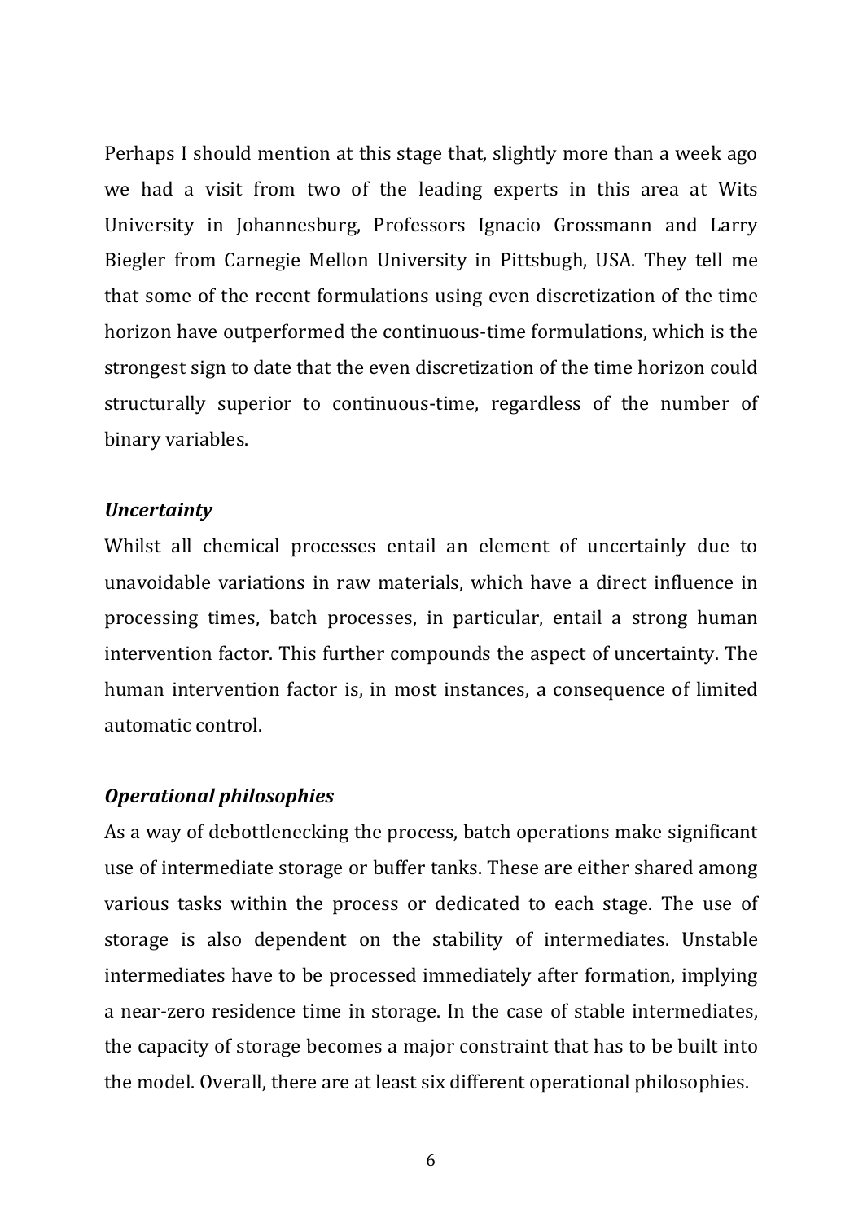Perhaps I should mention at this stage that, slightly more than a week ago we had a visit from two of the leading experts in this area at Wits University in Johannesburg, Professors Ignacio Grossmann and Larry Biegler from Carnegie Mellon University in Pittsbugh, USA. They tell me that some of the recent formulations using even discretization of the time horizon have outperformed the continuous-time formulations, which is the strongest sign to date that the even discretization of the time horizon could structurally superior to continuous-time, regardless of the number of binary variables.

***Uncertainty***

Whilst all chemical processes entail an element of uncertainly due to unavoidable variations in raw materials, which have a direct influence in processing times, batch processes, in particular, entail a strong human intervention factor. This further compounds the aspect of uncertainty. The human intervention factor is, in most instances, a consequence of limited automatic control.

***Operational philosophies***

As a way of debottlenecking the process, batch operations make significant use of intermediate storage or buffer tanks. These are either shared among various tasks within the process or dedicated to each stage. The use of storage is also dependent on the stability of intermediates. Unstable intermediates have to be processed immediately after formation, implying a near-zero residence time in storage. In the case of stable intermediates, the capacity of storage becomes a major constraint that has to be built into the model. Overall, there are at least six different operational philosophies.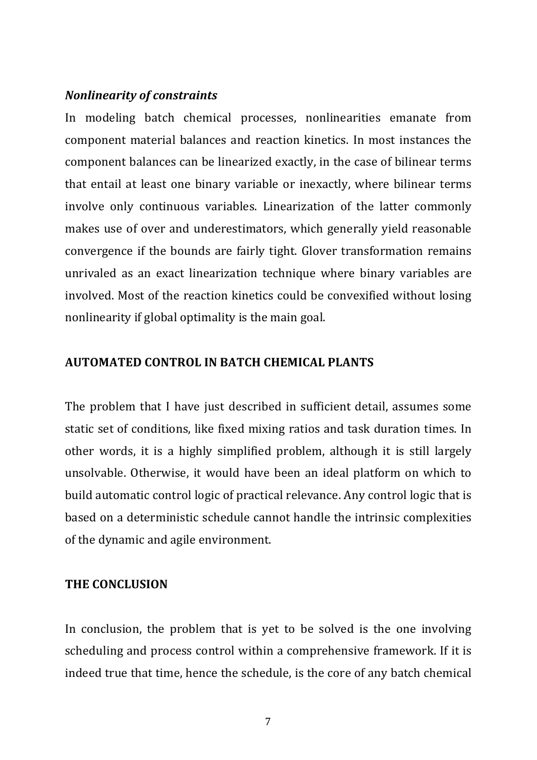***Nonlinearity of constraints***

In modeling batch chemical processes, nonlinearities emanate from component material balances and reaction kinetics. In most instances the component balances can be linearized exactly, in the case of bilinear terms that entail at least one binary variable or inexactly, where bilinear terms involve only continuous variables. Linearization of the latter commonly makes use of over and underestimators, which generally yield reasonable convergence if the bounds are fairly tight. Glover transformation remains unrivaled as an exact linearization technique where binary variables are involved. Most of the reaction kinetics could be convexified without losing nonlinearity if global optimality is the main goal.

## AUTOMATED CONTROL IN BATCH CHEMICAL PLANTS

The problem that I have just described in sufficient detail, assumes some static set of conditions, like fixed mixing ratios and task duration times. In other words, it is a highly simplified problem, although it is still largely unsolvable. Otherwise, it would have been an ideal platform on which to build automatic control logic of practical relevance. Any control logic that is based on a deterministic schedule cannot handle the intrinsic complexities of the dynamic and agile environment.

## THE CONCLUSION

In conclusion, the problem that is yet to be solved is the one involving scheduling and process control within a comprehensive framework. If it is indeed true that time, hence the schedule, is the core of any batch chemical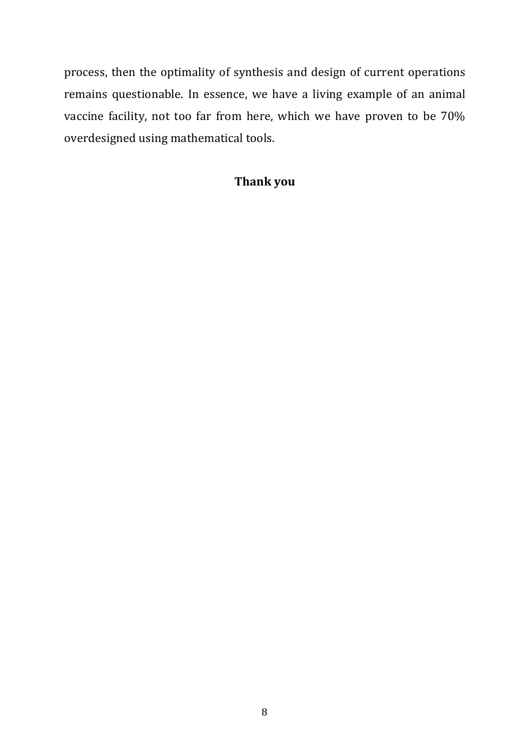process, then the optimality of synthesis and design of current operations remains questionable. In essence, we have a living example of an animal vaccine facility, not too far from here, which we have proven to be 70% overdesigned using mathematical tools.

**Thank you**